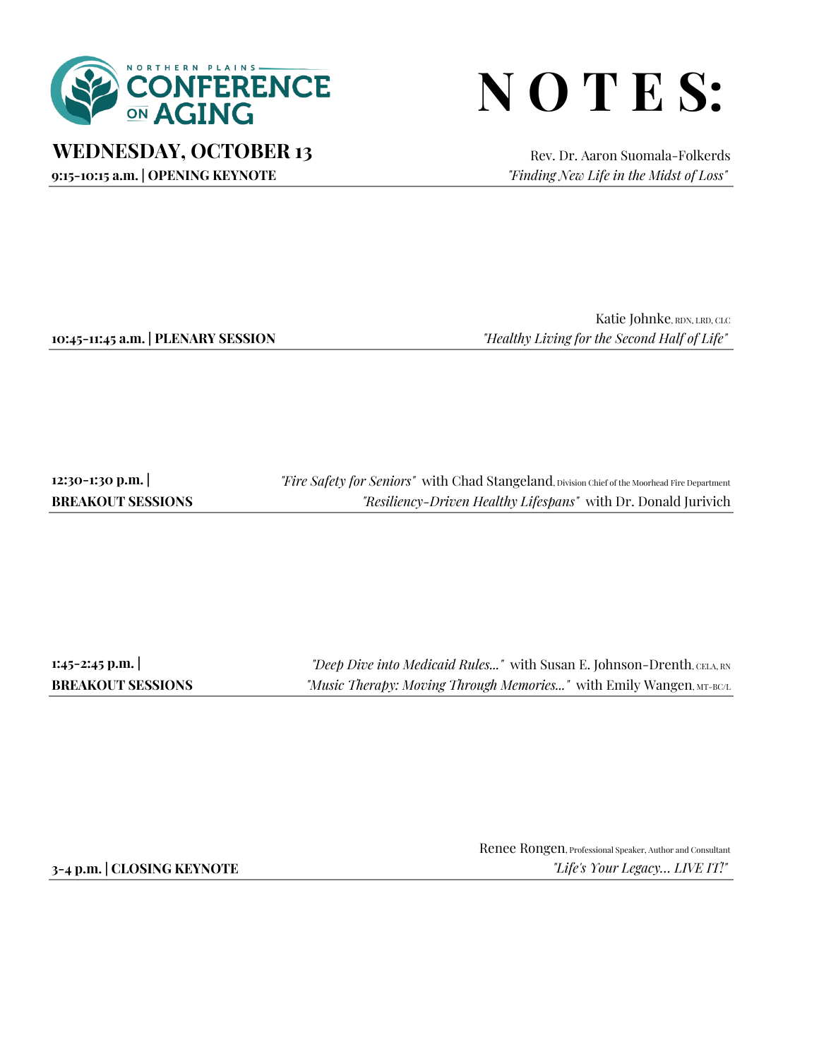NORTHERN PLAINS CONFERENCE ON AGING

# NOTES:

## WEDNESDAY, OCTOBER 13

**9:15-10:15 a.m. | OPENING KEYNOTE**

Rev. Dr. Aaron Suomala-Folkerds
*"Finding New Life in the Midst of Loss"*

---

**10:45-11:45 a.m. | PLENARY SESSION**

Katie Johnke, RDN, LRD, CLC
*"Healthy Living for the Second Half of Life"*

---

**12:30-1:30 p.m. | BREAKOUT SESSIONS**

*"Fire Safety for Seniors"* with Chad Stangeland, Division Chief of the Moorhead Fire Department

*"Resiliency-Driven Healthy Lifespans"* with Dr. Donald Jurivich

---

**1:45-2:45 p.m. | BREAKOUT SESSIONS**

*"Deep Dive into Medicaid Rules..."* with Susan E. Johnson-Drenth, CELA, RN

*"Music Therapy: Moving Through Memories..."* with Emily Wangen, MT-BC/L

---

**3-4 p.m. | CLOSING KEYNOTE**

Renee Rongen, Professional Speaker, Author and Consultant
*"Life's Your Legacy... LIVE IT!"*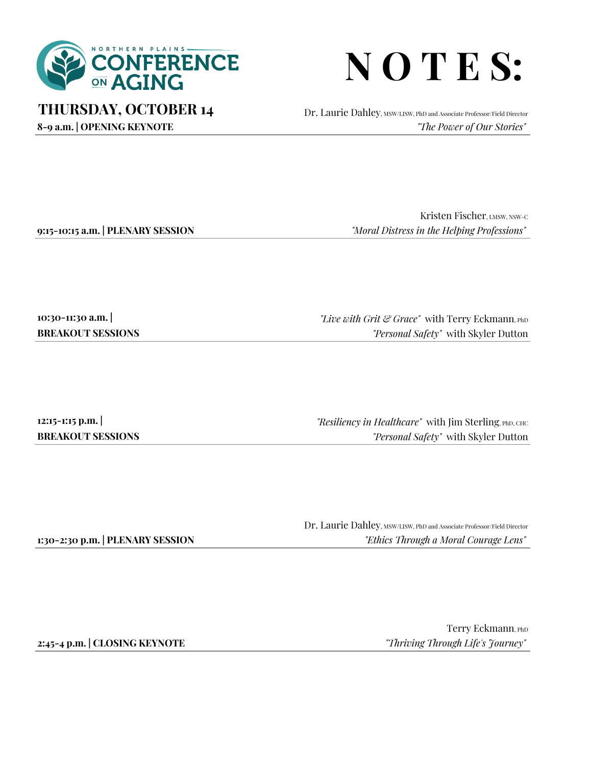NORTHERN PLAINS CONFERENCE ON AGING

# NOTES:

## THURSDAY, OCTOBER 14

**8-9 a.m. | OPENING KEYNOTE**

Dr. Laurie Dahley, MSW/LISW, PhD and Associate Professor/Field Director
*"The Power of Our Stories"*

**9:15-10:15 a.m. | PLENARY SESSION**

Kristen Fischer, LMSW, NSW-C
*"Moral Distress in the Helping Professions"*

**10:30-11:30 a.m. | BREAKOUT SESSIONS**

*"Live with Grit & Grace"* with Terry Eckmann, PhD
*"Personal Safety"* with Skyler Dutton

**12:15-1:15 p.m. | BREAKOUT SESSIONS**

*"Resiliency in Healthcare"* with Jim Sterling, PhD, CHC
*"Personal Safety"* with Skyler Dutton

**1:30-2:30 p.m. | PLENARY SESSION**

Dr. Laurie Dahley, MSW/LISW, PhD and Associate Professor/Field Director
*"Ethics Through a Moral Courage Lens"*

**2:45-4 p.m. | CLOSING KEYNOTE**

Terry Eckmann, PhD
*"Thriving Through Life's Journey"*